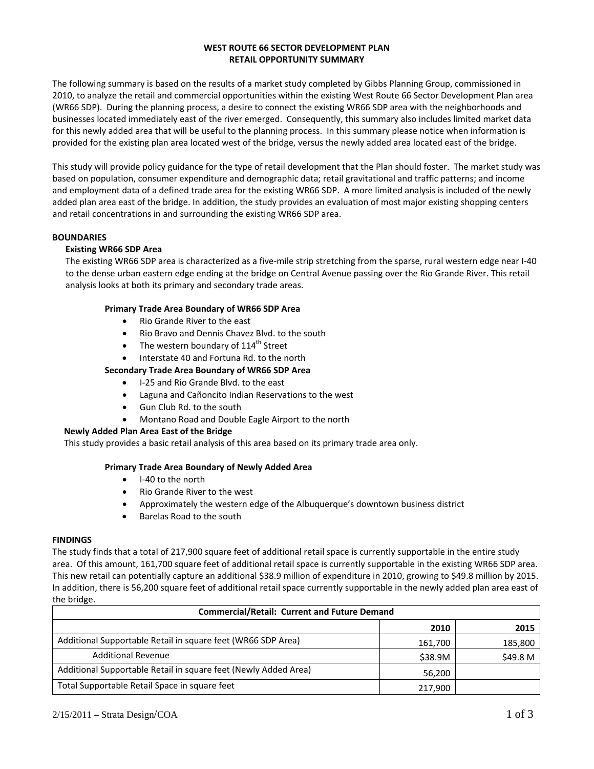# WEST ROUTE 66 SECTOR DEVELOPMENT PLAN
## RETAIL OPPORTUNITY SUMMARY

The following summary is based on the results of a market study completed by Gibbs Planning Group, commissioned in 2010, to analyze the retail and commercial opportunities within the existing West Route 66 Sector Development Plan area (WR66 SDP). During the planning process, a desire to connect the existing WR66 SDP area with the neighborhoods and businesses located immediately east of the river emerged. Consequently, this summary also includes limited market data for this newly added area that will be useful to the planning process. In this summary please notice when information is provided for the existing plan area located west of the bridge, versus the newly added area located east of the bridge.

This study will provide policy guidance for the type of retail development that the Plan should foster. The market study was based on population, consumer expenditure and demographic data; retail gravitational and traffic patterns; and income and employment data of a defined trade area for the existing WR66 SDP. A more limited analysis is included of the newly added plan area east of the bridge. In addition, the study provides an evaluation of most major existing shopping centers and retail concentrations in and surrounding the existing WR66 SDP area.

### BOUNDARIES

#### Existing WR66 SDP Area

The existing WR66 SDP area is characterized as a five-mile strip stretching from the sparse, rural western edge near I-40 to the dense urban eastern edge ending at the bridge on Central Avenue passing over the Rio Grande River. This retail analysis looks at both its primary and secondary trade areas.

**Primary Trade Area Boundary of WR66 SDP Area**

- Rio Grande River to the east
- Rio Bravo and Dennis Chavez Blvd. to the south
- The western boundary of 114th Street
- Interstate 40 and Fortuna Rd. to the north

**Secondary Trade Area Boundary of WR66 SDP Area**

- I-25 and Rio Grande Blvd. to the east
- Laguna and Cañoncito Indian Reservations to the west
- Gun Club Rd. to the south
- Montano Road and Double Eagle Airport to the north

#### Newly Added Plan Area East of the Bridge

This study provides a basic retail analysis of this area based on its primary trade area only.

**Primary Trade Area Boundary of Newly Added Area**

- I-40 to the north
- Rio Grande River to the west
- Approximately the western edge of the Albuquerque's downtown business district
- Barelas Road to the south

### FINDINGS

The study finds that a total of 217,900 square feet of additional retail space is currently supportable in the entire study area. Of this amount, 161,700 square feet of additional retail space is currently supportable in the existing WR66 SDP area. This new retail can potentially capture an additional $38.9 million of expenditure in 2010, growing to $49.8 million by 2015. In addition, there is 56,200 square feet of additional retail space currently supportable in the newly added plan area east of the bridge.

| Commercial/Retail: Current and Future Demand | | |
|---|---|---|
| | **2010** | **2015** |
| Additional Supportable Retail in square feet (WR66 SDP Area) | 161,700 | 185,800 |
| Additional Revenue | $38.9M | $49.8 M |
| Additional Supportable Retail in square feet (Newly Added Area) | 56,200 | |
| Total Supportable Retail Space in square feet | 217,900 | |

2/15/2011 – Strata Design/COA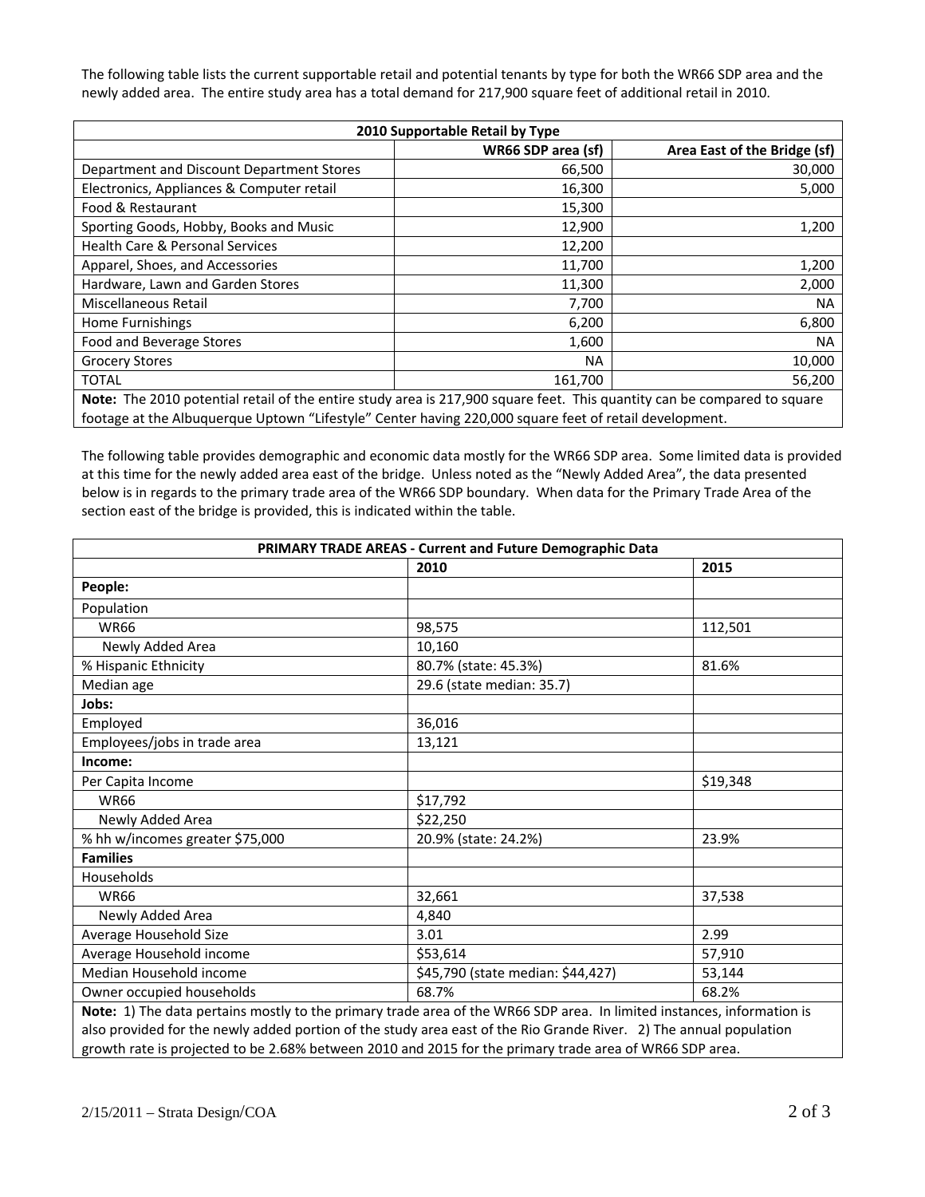The following table lists the current supportable retail and potential tenants by type for both the WR66 SDP area and the newly added area. The entire study area has a total demand for 217,900 square feet of additional retail in 2010.

| 2010 Supportable Retail by Type | | |
|---|---|---|
| | **WR66 SDP area (sf)** | **Area East of the Bridge (sf)** |
| Department and Discount Department Stores | 66,500 | 30,000 |
| Electronics, Appliances & Computer retail | 16,300 | 5,000 |
| Food & Restaurant | 15,300 | |
| Sporting Goods, Hobby, Books and Music | 12,900 | 1,200 |
| Health Care & Personal Services | 12,200 | |
| Apparel, Shoes, and Accessories | 11,700 | 1,200 |
| Hardware, Lawn and Garden Stores | 11,300 | 2,000 |
| Miscellaneous Retail | 7,700 | NA |
| Home Furnishings | 6,200 | 6,800 |
| Food and Beverage Stores | 1,600 | NA |
| Grocery Stores | NA | 10,000 |
| TOTAL | 161,700 | 56,200 |

**Note:** The 2010 potential retail of the entire study area is 217,900 square feet. This quantity can be compared to square footage at the Albuquerque Uptown "Lifestyle" Center having 220,000 square feet of retail development.

The following table provides demographic and economic data mostly for the WR66 SDP area. Some limited data is provided at this time for the newly added area east of the bridge. Unless noted as the "Newly Added Area", the data presented below is in regards to the primary trade area of the WR66 SDP boundary. When data for the Primary Trade Area of the section east of the bridge is provided, this is indicated within the table.

| PRIMARY TRADE AREAS - Current and Future Demographic Data | | |
|---|---|---|
| | **2010** | **2015** |
| **People:** | | |
| Population | | |
| WR66 | 98,575 | 112,501 |
| Newly Added Area | 10,160 | |
| % Hispanic Ethnicity | 80.7% (state: 45.3%) | 81.6% |
| Median age | 29.6 (state median: 35.7) | |
| **Jobs:** | | |
| Employed | 36,016 | |
| Employees/jobs in trade area | 13,121 | |
| **Income:** | | |
| Per Capita Income | | $19,348 |
| WR66 | $17,792 | |
| Newly Added Area | $22,250 | |
| % hh w/incomes greater $75,000 | 20.9% (state: 24.2%) | 23.9% |
| **Families** | | |
| Households | | |
| WR66 | 32,661 | 37,538 |
| Newly Added Area | 4,840 | |
| Average Household Size | 3.01 | 2.99 |
| Average Household income | $53,614 | 57,910 |
| Median Household income | $45,790 (state median: $44,427) | 53,144 |
| Owner occupied households | 68.7% | 68.2% |

**Note:** 1) The data pertains mostly to the primary trade area of the WR66 SDP area. In limited instances, information is also provided for the newly added portion of the study area east of the Rio Grande River. 2) The annual population growth rate is projected to be 2.68% between 2010 and 2015 for the primary trade area of WR66 SDP area.

2/15/2011 – Strata Design/COA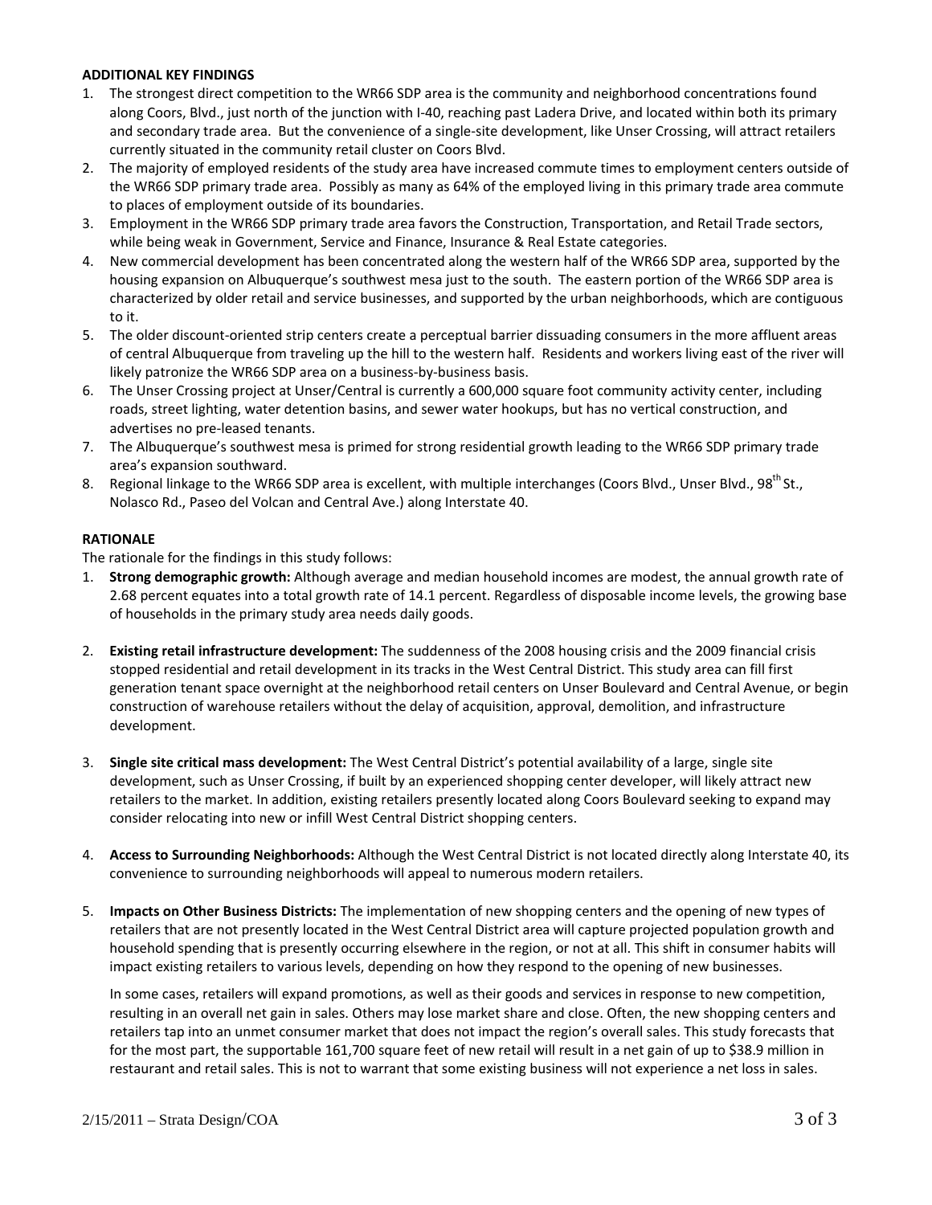**ADDITIONAL KEY FINDINGS**

1. The strongest direct competition to the WR66 SDP area is the community and neighborhood concentrations found along Coors, Blvd., just north of the junction with I-40, reaching past Ladera Drive, and located within both its primary and secondary trade area. But the convenience of a single-site development, like Unser Crossing, will attract retailers currently situated in the community retail cluster on Coors Blvd.
2. The majority of employed residents of the study area have increased commute times to employment centers outside of the WR66 SDP primary trade area. Possibly as many as 64% of the employed living in this primary trade area commute to places of employment outside of its boundaries.
3. Employment in the WR66 SDP primary trade area favors the Construction, Transportation, and Retail Trade sectors, while being weak in Government, Service and Finance, Insurance & Real Estate categories.
4. New commercial development has been concentrated along the western half of the WR66 SDP area, supported by the housing expansion on Albuquerque's southwest mesa just to the south. The eastern portion of the WR66 SDP area is characterized by older retail and service businesses, and supported by the urban neighborhoods, which are contiguous to it.
5. The older discount-oriented strip centers create a perceptual barrier dissuading consumers in the more affluent areas of central Albuquerque from traveling up the hill to the western half. Residents and workers living east of the river will likely patronize the WR66 SDP area on a business-by-business basis.
6. The Unser Crossing project at Unser/Central is currently a 600,000 square foot community activity center, including roads, street lighting, water detention basins, and sewer water hookups, but has no vertical construction, and advertises no pre-leased tenants.
7. The Albuquerque's southwest mesa is primed for strong residential growth leading to the WR66 SDP primary trade area's expansion southward.
8. Regional linkage to the WR66 SDP area is excellent, with multiple interchanges (Coors Blvd., Unser Blvd., 98th St., Nolasco Rd., Paseo del Volcan and Central Ave.) along Interstate 40.

**RATIONALE**

The rationale for the findings in this study follows:

1. **Strong demographic growth:** Although average and median household incomes are modest, the annual growth rate of 2.68 percent equates into a total growth rate of 14.1 percent. Regardless of disposable income levels, the growing base of households in the primary study area needs daily goods.

2. **Existing retail infrastructure development:** The suddenness of the 2008 housing crisis and the 2009 financial crisis stopped residential and retail development in its tracks in the West Central District. This study area can fill first generation tenant space overnight at the neighborhood retail centers on Unser Boulevard and Central Avenue, or begin construction of warehouse retailers without the delay of acquisition, approval, demolition, and infrastructure development.

3. **Single site critical mass development:** The West Central District's potential availability of a large, single site development, such as Unser Crossing, if built by an experienced shopping center developer, will likely attract new retailers to the market. In addition, existing retailers presently located along Coors Boulevard seeking to expand may consider relocating into new or infill West Central District shopping centers.

4. **Access to Surrounding Neighborhoods:** Although the West Central District is not located directly along Interstate 40, its convenience to surrounding neighborhoods will appeal to numerous modern retailers.

5. **Impacts on Other Business Districts:** The implementation of new shopping centers and the opening of new types of retailers that are not presently located in the West Central District area will capture projected population growth and household spending that is presently occurring elsewhere in the region, or not at all. This shift in consumer habits will impact existing retailers to various levels, depending on how they respond to the opening of new businesses.

   In some cases, retailers will expand promotions, as well as their goods and services in response to new competition, resulting in an overall net gain in sales. Others may lose market share and close. Often, the new shopping centers and retailers tap into an unmet consumer market that does not impact the region's overall sales. This study forecasts that for the most part, the supportable 161,700 square feet of new retail will result in a net gain of up to $38.9 million in restaurant and retail sales. This is not to warrant that some existing business will not experience a net loss in sales.

2/15/2011 – Strata Design/COA